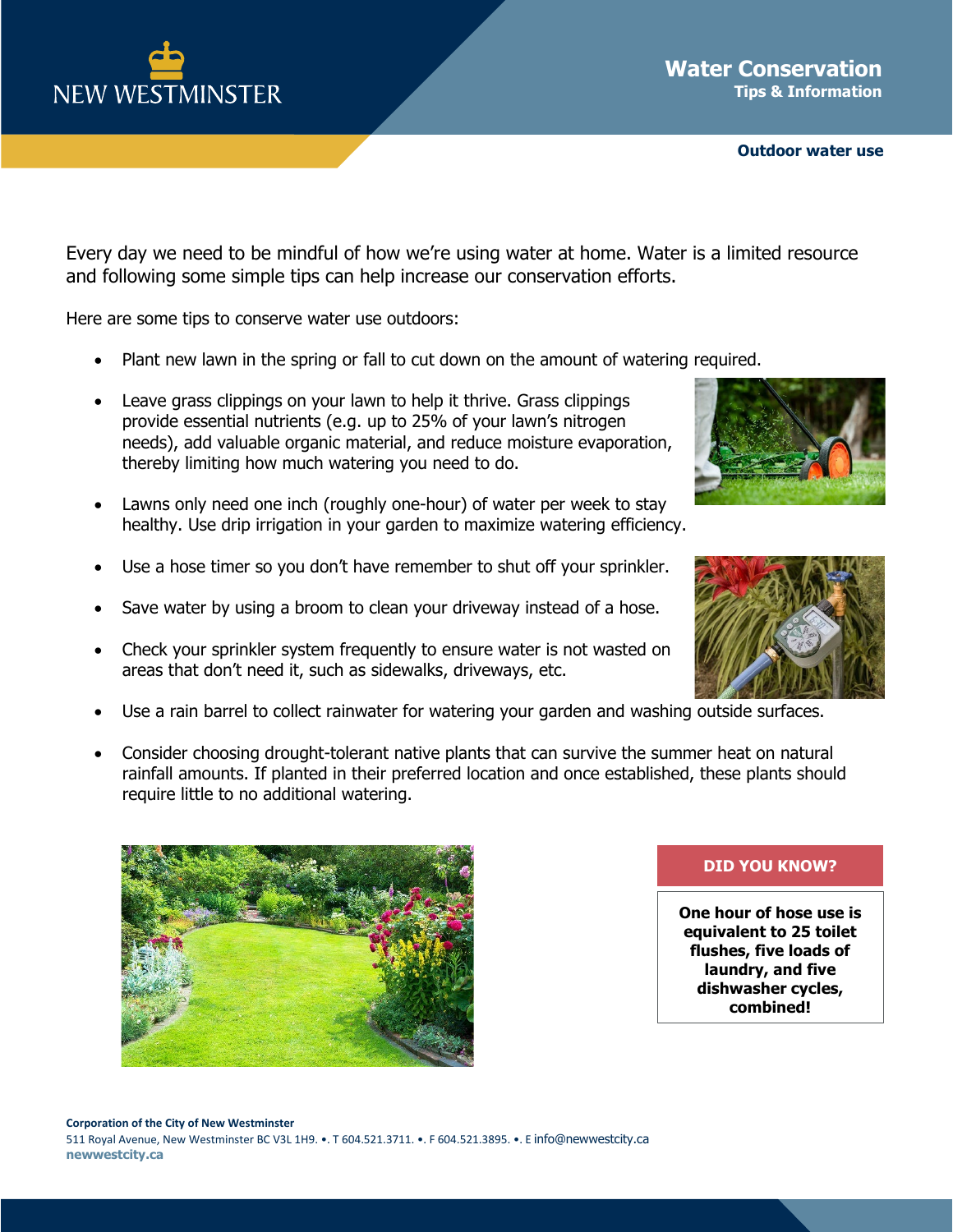NEW WESTMINSTER

# Water Conservation

**Tips & Information**

**Outdoor water use**

Every day we need to be mindful of how we're using water at home. Water is a limited resource and following some simple tips can help increase our conservation efforts.

Here are some tips to conserve water use outdoors:

- Plant new lawn in the spring or fall to cut down on the amount of watering required.
- Leave grass clippings on your lawn to help it thrive. Grass clippings provide essential nutrients (e.g. up to 25% of your lawn's nitrogen needs), add valuable organic material, and reduce moisture evaporation, thereby limiting how much watering you need to do.
- Lawns only need one inch (roughly one-hour) of water per week to stay healthy. Use drip irrigation in your garden to maximize watering efficiency.
- Use a hose timer so you don't have remember to shut off your sprinkler.
- Save water by using a broom to clean your driveway instead of a hose.
- Check your sprinkler system frequently to ensure water is not wasted on areas that don't need it, such as sidewalks, driveways, etc.
- Use a rain barrel to collect rainwater for watering your garden and washing outside surfaces.
- Consider choosing drought-tolerant native plants that can survive the summer heat on natural rainfall amounts. If planted in their preferred location and once established, these plants should require little to no additional watering.

**DID YOU KNOW?**

**One hour of hose use is equivalent to 25 toilet flushes, five loads of laundry, and five dishwasher cycles, combined!**

**Corporation of the City of New Westminster**
511 Royal Avenue, New Westminster BC V3L 1H9. •. T 604.521.3711. •. F 604.521.3895. •. E info@newwestcity.ca
**newwestcity.ca**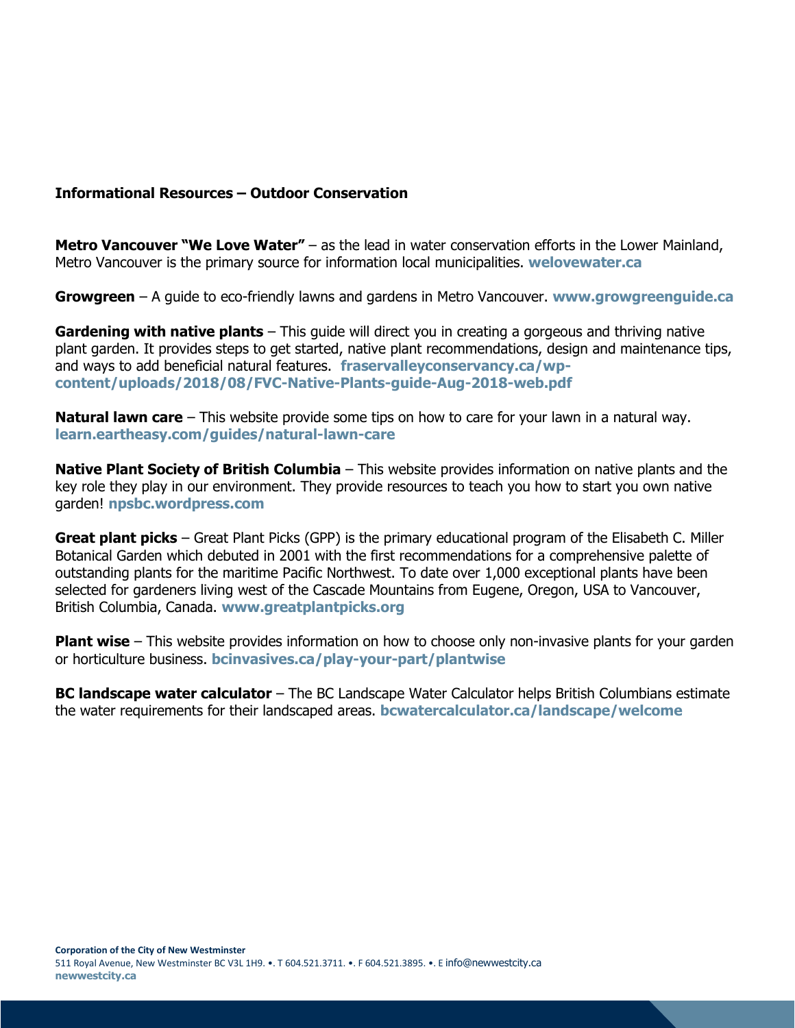**Informational Resources – Outdoor Conservation**

**Metro Vancouver "We Love Water"** – as the lead in water conservation efforts in the Lower Mainland, Metro Vancouver is the primary source for information local municipalities. **welovewater.ca**

**Growgreen** – A guide to eco-friendly lawns and gardens in Metro Vancouver. **www.growgreenguide.ca**

**Gardening with native plants** – This guide will direct you in creating a gorgeous and thriving native plant garden. It provides steps to get started, native plant recommendations, design and maintenance tips, and ways to add beneficial natural features. **fraservalleyconservancy.ca/wp-content/uploads/2018/08/FVC-Native-Plants-guide-Aug-2018-web.pdf**

**Natural lawn care** – This website provide some tips on how to care for your lawn in a natural way. **learn.eartheasy.com/guides/natural-lawn-care**

**Native Plant Society of British Columbia** – This website provides information on native plants and the key role they play in our environment. They provide resources to teach you how to start you own native garden! **npsbc.wordpress.com**

**Great plant picks** – Great Plant Picks (GPP) is the primary educational program of the Elisabeth C. Miller Botanical Garden which debuted in 2001 with the first recommendations for a comprehensive palette of outstanding plants for the maritime Pacific Northwest. To date over 1,000 exceptional plants have been selected for gardeners living west of the Cascade Mountains from Eugene, Oregon, USA to Vancouver, British Columbia, Canada. **www.greatplantpicks.org**

**Plant wise** – This website provides information on how to choose only non-invasive plants for your garden or horticulture business. **bcinvasives.ca/play-your-part/plantwise**

**BC landscape water calculator** – The BC Landscape Water Calculator helps British Columbians estimate the water requirements for their landscaped areas. **bcwatercalculator.ca/landscape/welcome**